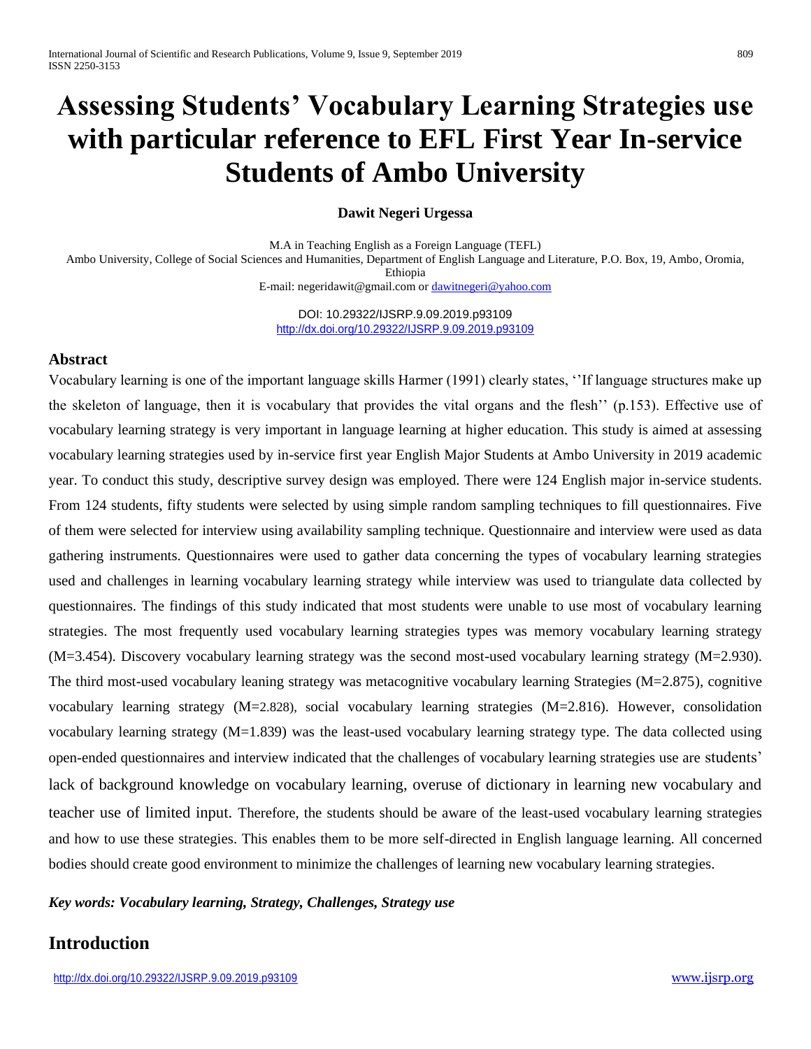# Assessing Students' Vocabulary Learning Strategies use with particular reference to EFL First Year In-service Students of Ambo University

**Dawit Negeri Urgessa**

M.A in Teaching English as a Foreign Language (TEFL)
Ambo University, College of Social Sciences and Humanities, Department of English Language and Literature, P.O. Box, 19, Ambo, Oromia, Ethiopia
E-mail: negeridawit@gmail.com or dawitnegeri@yahoo.com

DOI: 10.29322/IJSRP.9.09.2019.p93109
http://dx.doi.org/10.29322/IJSRP.9.09.2019.p93109

## Abstract

Vocabulary learning is one of the important language skills Harmer (1991) clearly states, ''If language structures make up the skeleton of language, then it is vocabulary that provides the vital organs and the flesh'' (p.153). Effective use of vocabulary learning strategy is very important in language learning at higher education. This study is aimed at assessing vocabulary learning strategies used by in-service first year English Major Students at Ambo University in 2019 academic year. To conduct this study, descriptive survey design was employed. There were 124 English major in-service students. From 124 students, fifty students were selected by using simple random sampling techniques to fill questionnaires. Five of them were selected for interview using availability sampling technique. Questionnaire and interview were used as data gathering instruments. Questionnaires were used to gather data concerning the types of vocabulary learning strategies used and challenges in learning vocabulary learning strategy while interview was used to triangulate data collected by questionnaires. The findings of this study indicated that most students were unable to use most of vocabulary learning strategies. The most frequently used vocabulary learning strategies types was memory vocabulary learning strategy (M=3.454). Discovery vocabulary learning strategy was the second most-used vocabulary learning strategy (M=2.930). The third most-used vocabulary leaning strategy was metacognitive vocabulary learning Strategies (M=2.875), cognitive vocabulary learning strategy (M=2.828), social vocabulary learning strategies (M=2.816). However, consolidation vocabulary learning strategy (M=1.839) was the least-used vocabulary learning strategy type. The data collected using open-ended questionnaires and interview indicated that the challenges of vocabulary learning strategies use are students' lack of background knowledge on vocabulary learning, overuse of dictionary in learning new vocabulary and teacher use of limited input. Therefore, the students should be aware of the least-used vocabulary learning strategies and how to use these strategies. This enables them to be more self-directed in English language learning. All concerned bodies should create good environment to minimize the challenges of learning new vocabulary learning strategies.

***Key words: Vocabulary learning, Strategy, Challenges, Strategy use***

## Introduction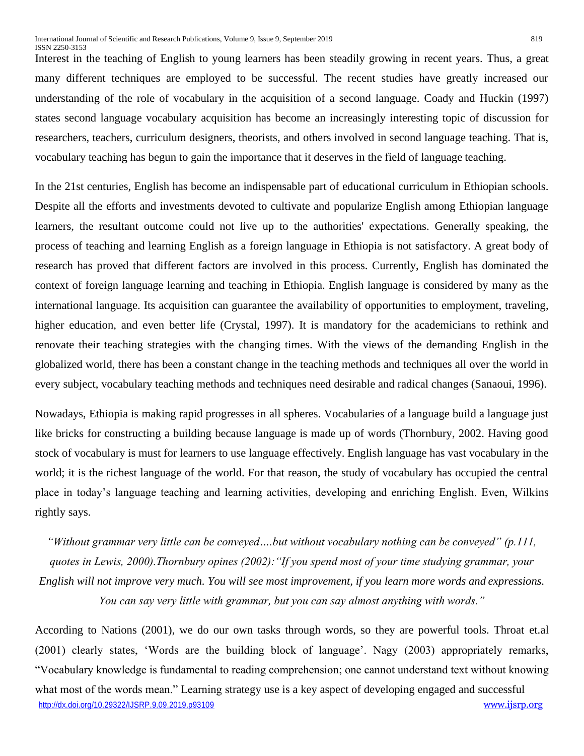Interest in the teaching of English to young learners has been steadily growing in recent years. Thus, a great many different techniques are employed to be successful. The recent studies have greatly increased our understanding of the role of vocabulary in the acquisition of a second language. Coady and Huckin (1997) states second language vocabulary acquisition has become an increasingly interesting topic of discussion for researchers, teachers, curriculum designers, theorists, and others involved in second language teaching. That is, vocabulary teaching has begun to gain the importance that it deserves in the field of language teaching.

In the 21st centuries, English has become an indispensable part of educational curriculum in Ethiopian schools. Despite all the efforts and investments devoted to cultivate and popularize English among Ethiopian language learners, the resultant outcome could not live up to the authorities' expectations. Generally speaking, the process of teaching and learning English as a foreign language in Ethiopia is not satisfactory. A great body of research has proved that different factors are involved in this process. Currently, English has dominated the context of foreign language learning and teaching in Ethiopia. English language is considered by many as the international language. Its acquisition can guarantee the availability of opportunities to employment, traveling, higher education, and even better life (Crystal, 1997). It is mandatory for the academicians to rethink and renovate their teaching strategies with the changing times. With the views of the demanding English in the globalized world, there has been a constant change in the teaching methods and techniques all over the world in every subject, vocabulary teaching methods and techniques need desirable and radical changes (Sanaoui, 1996).

Nowadays, Ethiopia is making rapid progresses in all spheres. Vocabularies of a language build a language just like bricks for constructing a building because language is made up of words (Thornbury, 2002. Having good stock of vocabulary is must for learners to use language effectively. English language has vast vocabulary in the world; it is the richest language of the world. For that reason, the study of vocabulary has occupied the central place in today's language teaching and learning activities, developing and enriching English. Even, Wilkins rightly says.

*"Without grammar very little can be conveyed….but without vocabulary nothing can be conveyed" (p.111, quotes in Lewis, 2000).Thornbury opines (2002):"If you spend most of your time studying grammar, your English will not improve very much. You will see most improvement, if you learn more words and expressions. You can say very little with grammar, but you can say almost anything with words."*

According to Nations (2001), we do our own tasks through words, so they are powerful tools. Throat et.al (2001) clearly states, 'Words are the building block of language'. Nagy (2003) appropriately remarks, "Vocabulary knowledge is fundamental to reading comprehension; one cannot understand text without knowing what most of the words mean." Learning strategy use is a key aspect of developing engaged and successful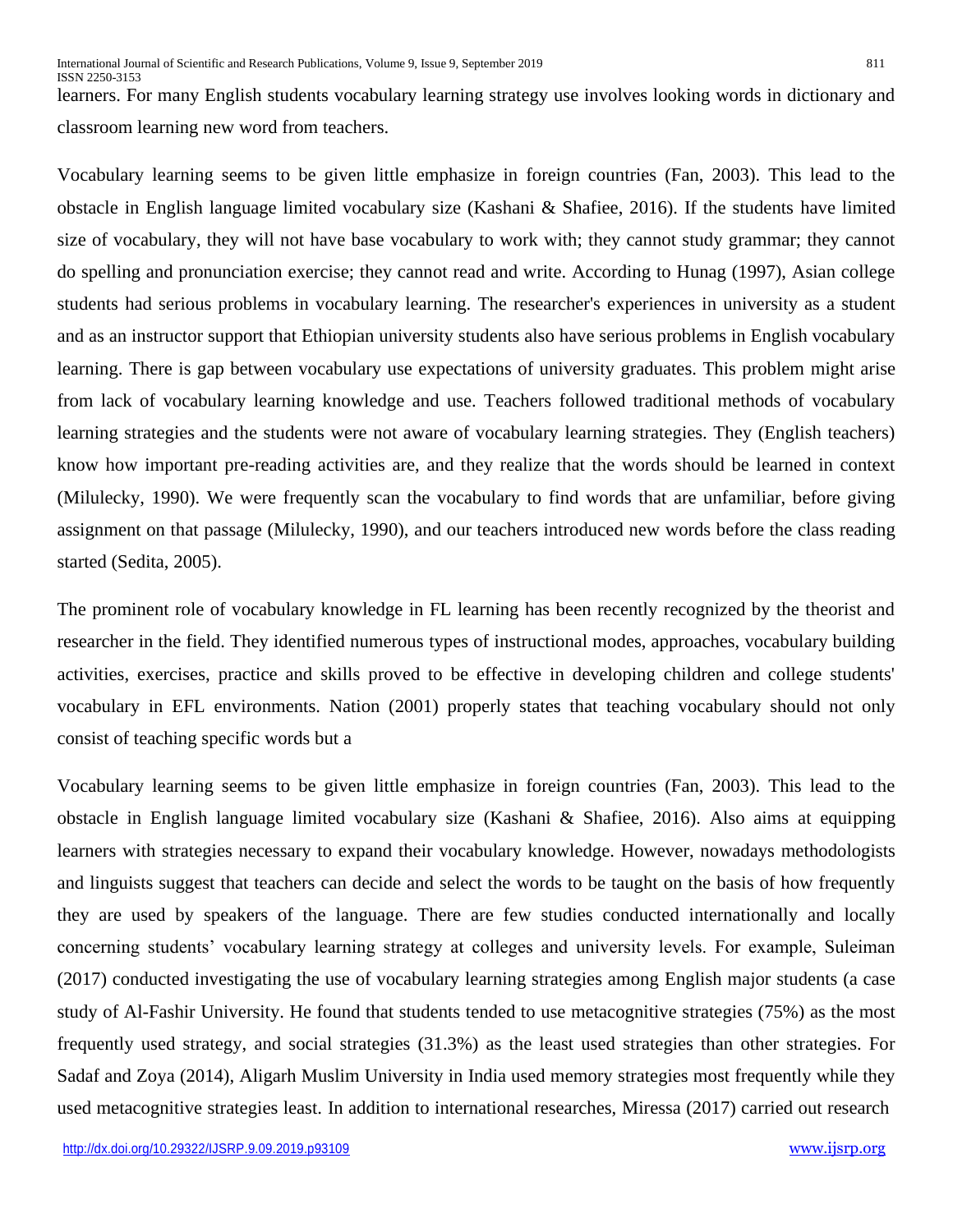learners. For many English students vocabulary learning strategy use involves looking words in dictionary and classroom learning new word from teachers.

Vocabulary learning seems to be given little emphasize in foreign countries (Fan, 2003). This lead to the obstacle in English language limited vocabulary size (Kashani & Shafiee, 2016). If the students have limited size of vocabulary, they will not have base vocabulary to work with; they cannot study grammar; they cannot do spelling and pronunciation exercise; they cannot read and write. According to Hunag (1997), Asian college students had serious problems in vocabulary learning. The researcher's experiences in university as a student and as an instructor support that Ethiopian university students also have serious problems in English vocabulary learning. There is gap between vocabulary use expectations of university graduates. This problem might arise from lack of vocabulary learning knowledge and use. Teachers followed traditional methods of vocabulary learning strategies and the students were not aware of vocabulary learning strategies. They (English teachers) know how important pre-reading activities are, and they realize that the words should be learned in context (Milulecky, 1990). We were frequently scan the vocabulary to find words that are unfamiliar, before giving assignment on that passage (Milulecky, 1990), and our teachers introduced new words before the class reading started (Sedita, 2005).

The prominent role of vocabulary knowledge in FL learning has been recently recognized by the theorist and researcher in the field. They identified numerous types of instructional modes, approaches, vocabulary building activities, exercises, practice and skills proved to be effective in developing children and college students' vocabulary in EFL environments. Nation (2001) properly states that teaching vocabulary should not only consist of teaching specific words but a

Vocabulary learning seems to be given little emphasize in foreign countries (Fan, 2003). This lead to the obstacle in English language limited vocabulary size (Kashani & Shafiee, 2016). Also aims at equipping learners with strategies necessary to expand their vocabulary knowledge. However, nowadays methodologists and linguists suggest that teachers can decide and select the words to be taught on the basis of how frequently they are used by speakers of the language. There are few studies conducted internationally and locally concerning students' vocabulary learning strategy at colleges and university levels. For example, Suleiman (2017) conducted investigating the use of vocabulary learning strategies among English major students (a case study of Al-Fashir University. He found that students tended to use metacognitive strategies (75%) as the most frequently used strategy, and social strategies (31.3%) as the least used strategies than other strategies. For Sadaf and Zoya (2014), Aligarh Muslim University in India used memory strategies most frequently while they used metacognitive strategies least. In addition to international researches, Miressa (2017) carried out research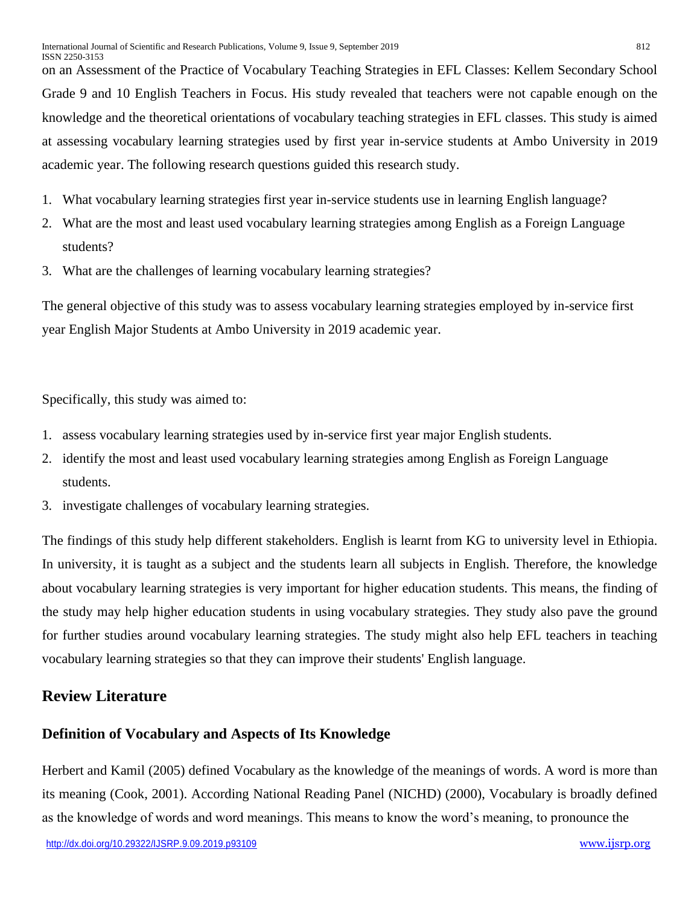on an Assessment of the Practice of Vocabulary Teaching Strategies in EFL Classes: Kellem Secondary School Grade 9 and 10 English Teachers in Focus. His study revealed that teachers were not capable enough on the knowledge and the theoretical orientations of vocabulary teaching strategies in EFL classes. This study is aimed at assessing vocabulary learning strategies used by first year in-service students at Ambo University in 2019 academic year. The following research questions guided this research study.

1. What vocabulary learning strategies first year in-service students use in learning English language?
2. What are the most and least used vocabulary learning strategies among English as a Foreign Language students?
3. What are the challenges of learning vocabulary learning strategies?

The general objective of this study was to assess vocabulary learning strategies employed by in-service first year English Major Students at Ambo University in 2019 academic year.

Specifically, this study was aimed to:

1. assess vocabulary learning strategies used by in-service first year major English students.
2. identify the most and least used vocabulary learning strategies among English as Foreign Language students.
3. investigate challenges of vocabulary learning strategies.

The findings of this study help different stakeholders. English is learnt from KG to university level in Ethiopia. In university, it is taught as a subject and the students learn all subjects in English. Therefore, the knowledge about vocabulary learning strategies is very important for higher education students. This means, the finding of the study may help higher education students in using vocabulary strategies. They study also pave the ground for further studies around vocabulary learning strategies. The study might also help EFL teachers in teaching vocabulary learning strategies so that they can improve their students' English language.

## Review Literature

### Definition of Vocabulary and Aspects of Its Knowledge

Herbert and Kamil (2005) defined Vocabulary as the knowledge of the meanings of words. A word is more than its meaning (Cook, 2001). According National Reading Panel (NICHD) (2000), Vocabulary is broadly defined as the knowledge of words and word meanings. This means to know the word's meaning, to pronounce the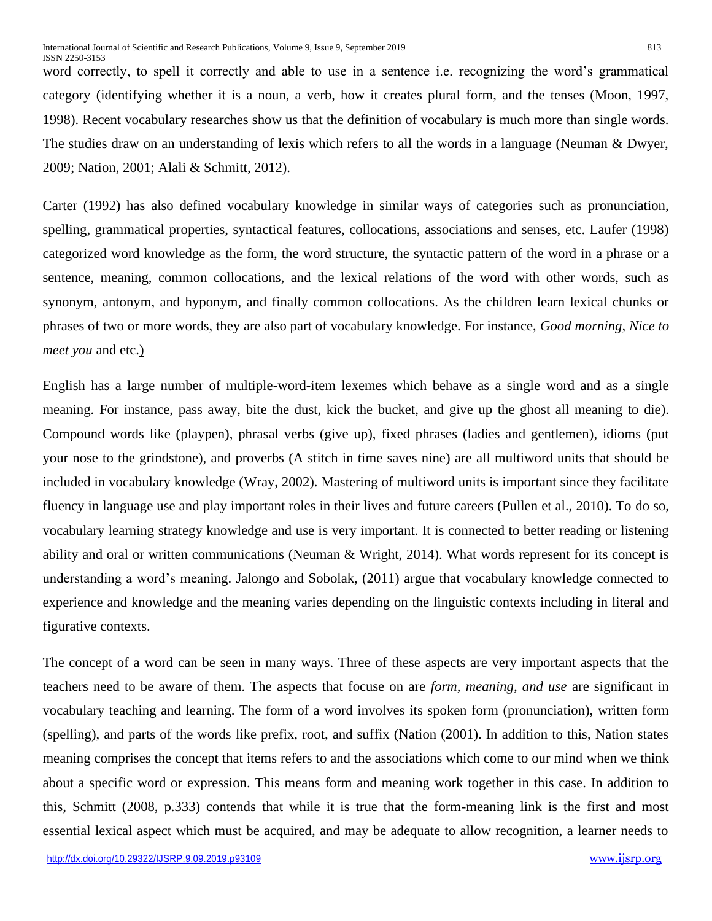word correctly, to spell it correctly and able to use in a sentence i.e. recognizing the word's grammatical category (identifying whether it is a noun, a verb, how it creates plural form, and the tenses (Moon, 1997, 1998). Recent vocabulary researches show us that the definition of vocabulary is much more than single words. The studies draw on an understanding of lexis which refers to all the words in a language (Neuman & Dwyer, 2009; Nation, 2001; Alali & Schmitt, 2012).

Carter (1992) has also defined vocabulary knowledge in similar ways of categories such as pronunciation, spelling, grammatical properties, syntactical features, collocations, associations and senses, etc. Laufer (1998) categorized word knowledge as the form, the word structure, the syntactic pattern of the word in a phrase or a sentence, meaning, common collocations, and the lexical relations of the word with other words, such as synonym, antonym, and hyponym, and finally common collocations. As the children learn lexical chunks or phrases of two or more words, they are also part of vocabulary knowledge. For instance, *Good morning, Nice to meet you* and etc.)

English has a large number of multiple-word-item lexemes which behave as a single word and as a single meaning. For instance, pass away, bite the dust, kick the bucket, and give up the ghost all meaning to die). Compound words like (playpen), phrasal verbs (give up), fixed phrases (ladies and gentlemen), idioms (put your nose to the grindstone), and proverbs (A stitch in time saves nine) are all multiword units that should be included in vocabulary knowledge (Wray, 2002). Mastering of multiword units is important since they facilitate fluency in language use and play important roles in their lives and future careers (Pullen et al., 2010). To do so, vocabulary learning strategy knowledge and use is very important. It is connected to better reading or listening ability and oral or written communications (Neuman & Wright, 2014). What words represent for its concept is understanding a word's meaning. Jalongo and Sobolak, (2011) argue that vocabulary knowledge connected to experience and knowledge and the meaning varies depending on the linguistic contexts including in literal and figurative contexts.

The concept of a word can be seen in many ways. Three of these aspects are very important aspects that the teachers need to be aware of them. The aspects that focus on are *form, meaning, and use* are significant in vocabulary teaching and learning. The form of a word involves its spoken form (pronunciation), written form (spelling), and parts of the words like prefix, root, and suffix (Nation (2001). In addition to this, Nation states meaning comprises the concept that items refers to and the associations which come to our mind when we think about a specific word or expression. This means form and meaning work together in this case. In addition to this, Schmitt (2008, p.333) contends that while it is true that the form-meaning link is the first and most essential lexical aspect which must be acquired, and may be adequate to allow recognition, a learner needs to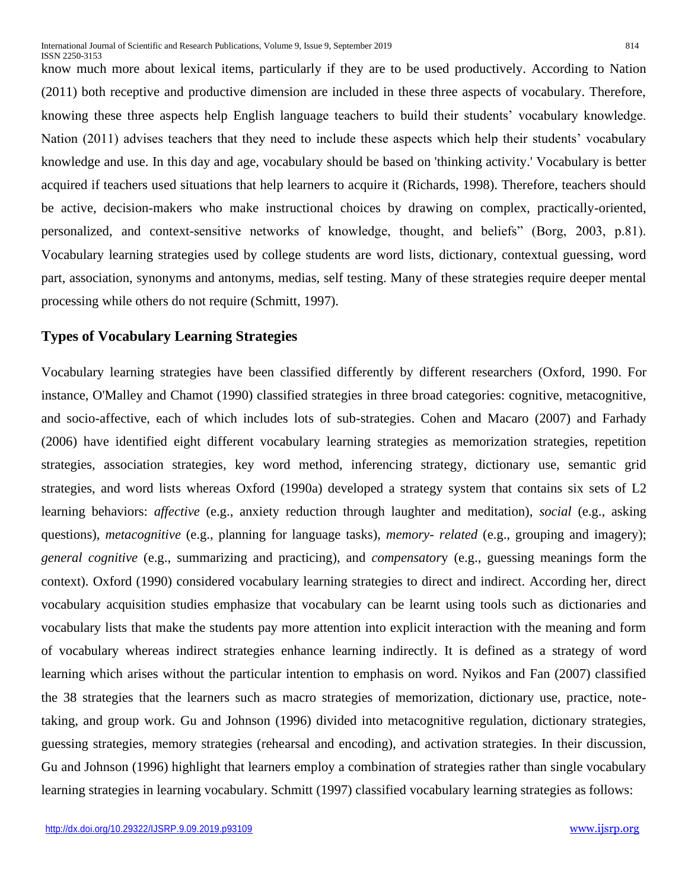know much more about lexical items, particularly if they are to be used productively. According to Nation (2011) both receptive and productive dimension are included in these three aspects of vocabulary. Therefore, knowing these three aspects help English language teachers to build their students' vocabulary knowledge. Nation (2011) advises teachers that they need to include these aspects which help their students' vocabulary knowledge and use. In this day and age, vocabulary should be based on 'thinking activity.' Vocabulary is better acquired if teachers used situations that help learners to acquire it (Richards, 1998). Therefore, teachers should be active, decision-makers who make instructional choices by drawing on complex, practically-oriented, personalized, and context-sensitive networks of knowledge, thought, and beliefs" (Borg, 2003, p.81). Vocabulary learning strategies used by college students are word lists, dictionary, contextual guessing, word part, association, synonyms and antonyms, medias, self testing. Many of these strategies require deeper mental processing while others do not require (Schmitt, 1997).

## Types of Vocabulary Learning Strategies

Vocabulary learning strategies have been classified differently by different researchers (Oxford, 1990. For instance, O'Malley and Chamot (1990) classified strategies in three broad categories: cognitive, metacognitive, and socio-affective, each of which includes lots of sub-strategies. Cohen and Macaro (2007) and Farhady (2006) have identified eight different vocabulary learning strategies as memorization strategies, repetition strategies, association strategies, key word method, inferencing strategy, dictionary use, semantic grid strategies, and word lists whereas Oxford (1990a) developed a strategy system that contains six sets of L2 learning behaviors: *affective* (e.g., anxiety reduction through laughter and meditation), *social* (e.g., asking questions), *metacognitive* (e.g., planning for language tasks), *memory- related* (e.g., grouping and imagery); *general cognitive* (e.g., summarizing and practicing), and *compensatory* (e.g., guessing meanings form the context). Oxford (1990) considered vocabulary learning strategies to direct and indirect. According her, direct vocabulary acquisition studies emphasize that vocabulary can be learnt using tools such as dictionaries and vocabulary lists that make the students pay more attention into explicit interaction with the meaning and form of vocabulary whereas indirect strategies enhance learning indirectly. It is defined as a strategy of word learning which arises without the particular intention to emphasis on word. Nyikos and Fan (2007) classified the 38 strategies that the learners such as macro strategies of memorization, dictionary use, practice, note-taking, and group work. Gu and Johnson (1996) divided into metacognitive regulation, dictionary strategies, guessing strategies, memory strategies (rehearsal and encoding), and activation strategies. In their discussion, Gu and Johnson (1996) highlight that learners employ a combination of strategies rather than single vocabulary learning strategies in learning vocabulary. Schmitt (1997) classified vocabulary learning strategies as follows: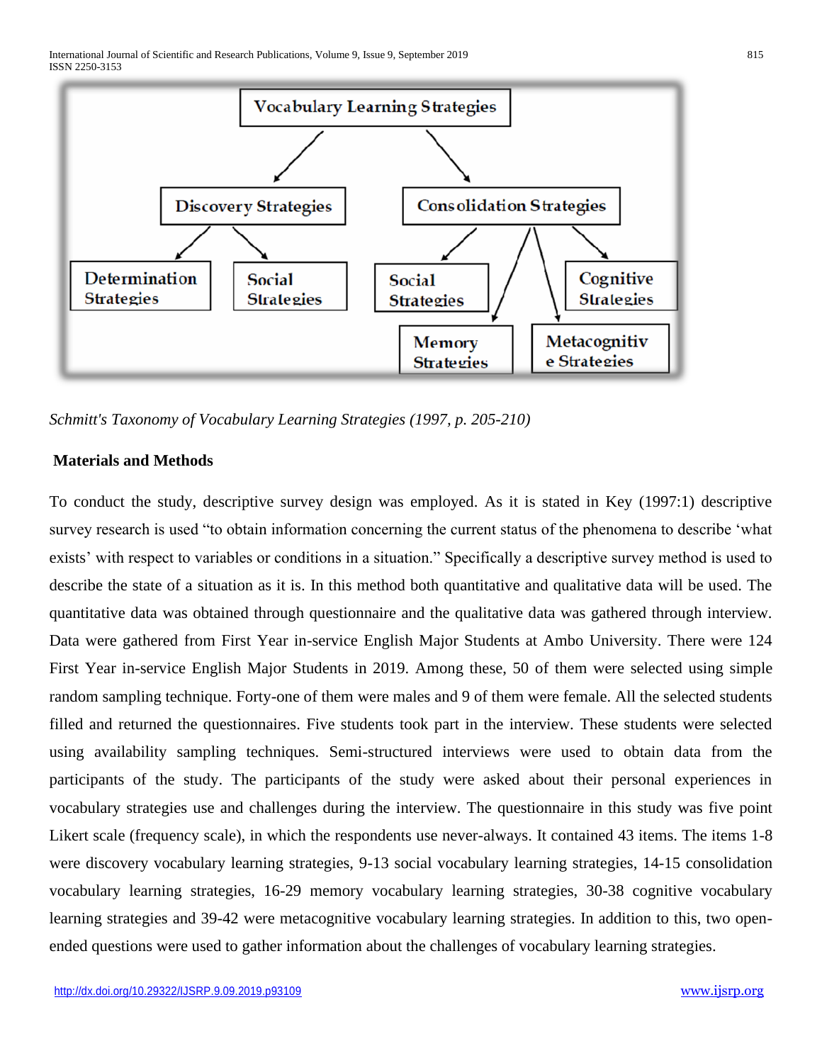*Schmitt's Taxonomy of Vocabulary Learning Strategies (1997, p. 205-210)*

**Materials and Methods**

To conduct the study, descriptive survey design was employed. As it is stated in Key (1997:1) descriptive survey research is used "to obtain information concerning the current status of the phenomena to describe 'what exists' with respect to variables or conditions in a situation." Specifically a descriptive survey method is used to describe the state of a situation as it is. In this method both quantitative and qualitative data will be used. The quantitative data was obtained through questionnaire and the qualitative data was gathered through interview. Data were gathered from First Year in-service English Major Students at Ambo University. There were 124 First Year in-service English Major Students in 2019. Among these, 50 of them were selected using simple random sampling technique. Forty-one of them were males and 9 of them were female. All the selected students filled and returned the questionnaires. Five students took part in the interview. These students were selected using availability sampling techniques. Semi-structured interviews were used to obtain data from the participants of the study. The participants of the study were asked about their personal experiences in vocabulary strategies use and challenges during the interview. The questionnaire in this study was five point Likert scale (frequency scale), in which the respondents use never-always. It contained 43 items. The items 1-8 were discovery vocabulary learning strategies, 9-13 social vocabulary learning strategies, 14-15 consolidation vocabulary learning strategies, 16-29 memory vocabulary learning strategies, 30-38 cognitive vocabulary learning strategies and 39-42 were metacognitive vocabulary learning strategies. In addition to this, two open-ended questions were used to gather information about the challenges of vocabulary learning strategies.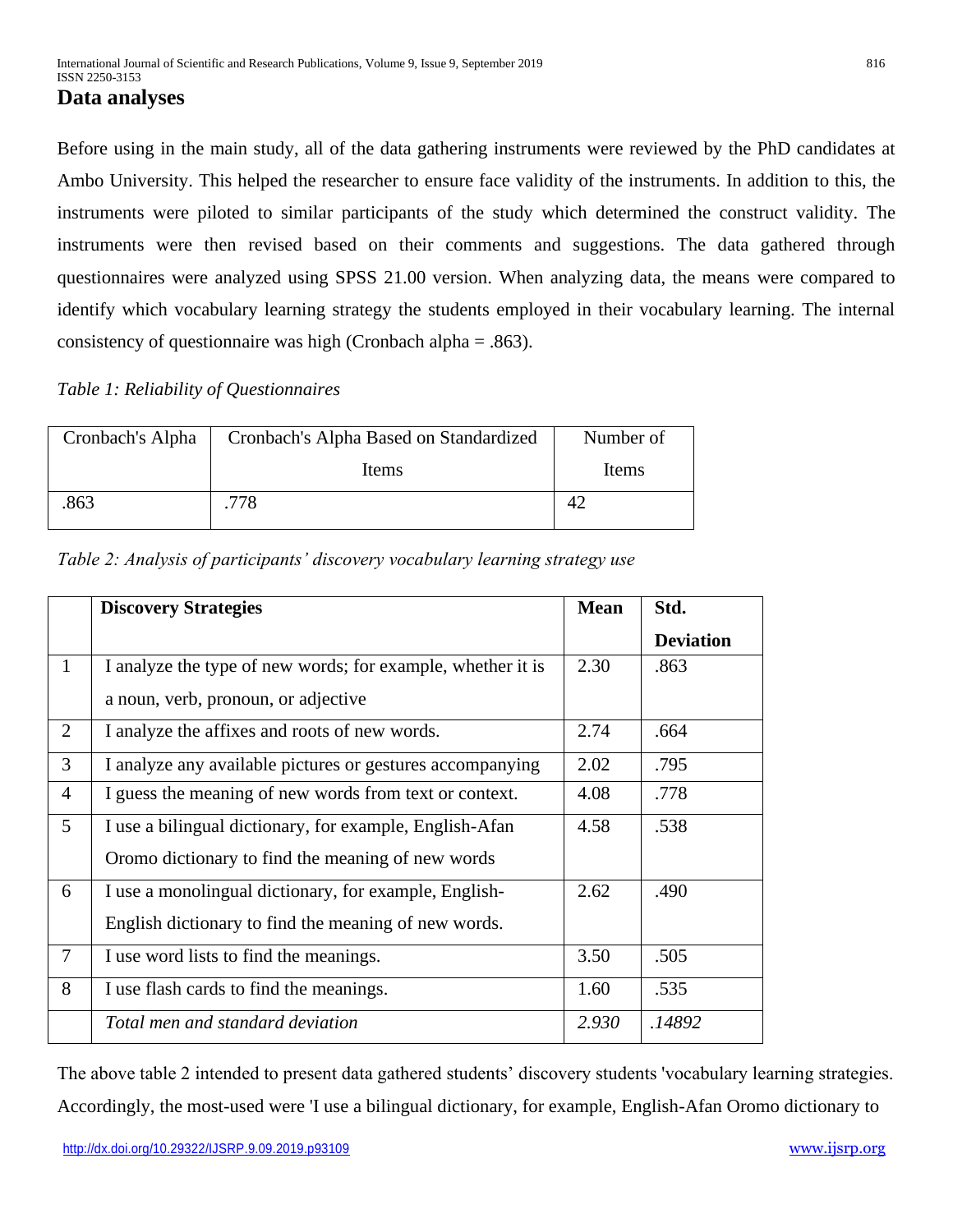## Data analyses

Before using in the main study, all of the data gathering instruments were reviewed by the PhD candidates at Ambo University. This helped the researcher to ensure face validity of the instruments. In addition to this, the instruments were piloted to similar participants of the study which determined the construct validity. The instruments were then revised based on their comments and suggestions. The data gathered through questionnaires were analyzed using SPSS 21.00 version. When analyzing data, the means were compared to identify which vocabulary learning strategy the students employed in their vocabulary learning. The internal consistency of questionnaire was high (Cronbach alpha = .863).

*Table 1: Reliability of Questionnaires*

| Cronbach's Alpha | Cronbach's Alpha Based on Standardized Items | Number of Items |
|---|---|---|
| .863 | .778 | 42 |

*Table 2: Analysis of participants' discovery vocabulary learning strategy use*

| | **Discovery Strategies** | **Mean** | **Std. Deviation** |
|---|---|---|---|
| 1 | I analyze the type of new words; for example, whether it is a noun, verb, pronoun, or adjective | 2.30 | .863 |
| 2 | I analyze the affixes and roots of new words. | 2.74 | .664 |
| 3 | I analyze any available pictures or gestures accompanying | 2.02 | .795 |
| 4 | I guess the meaning of new words from text or context. | 4.08 | .778 |
| 5 | I use a bilingual dictionary, for example, English-Afan Oromo dictionary to find the meaning of new words | 4.58 | .538 |
| 6 | I use a monolingual dictionary, for example, English-English dictionary to find the meaning of new words. | 2.62 | .490 |
| 7 | I use word lists to find the meanings. | 3.50 | .505 |
| 8 | I use flash cards to find the meanings. | 1.60 | .535 |
| | *Total men and standard deviation* | *2.930* | *.14892* |

The above table 2 intended to present data gathered students' discovery students 'vocabulary learning strategies. Accordingly, the most-used were 'I use a bilingual dictionary, for example, English-Afan Oromo dictionary to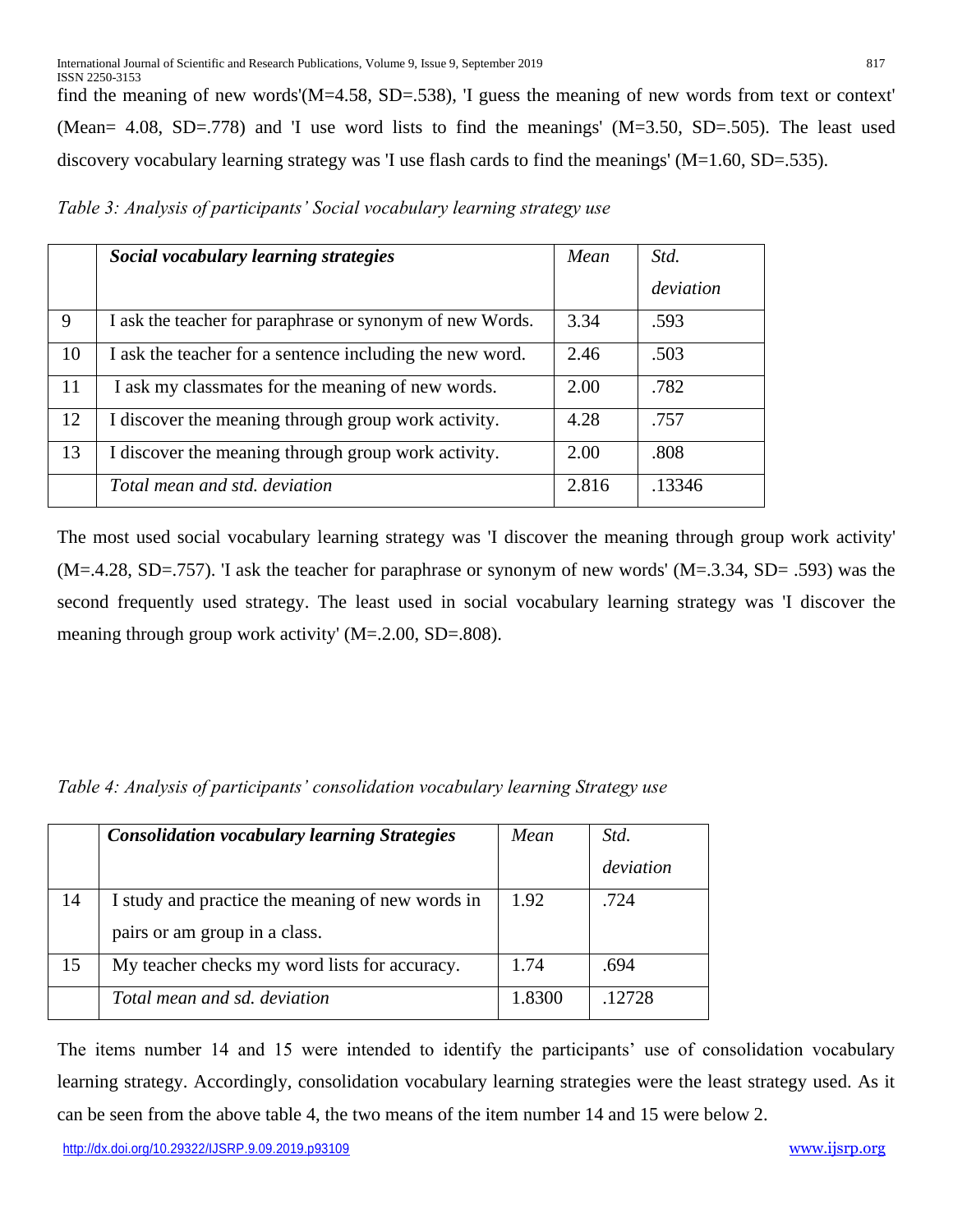find the meaning of new words'(M=4.58, SD=.538), 'I guess the meaning of new words from text or context' (Mean= 4.08, SD=.778) and 'I use word lists to find the meanings' (M=3.50, SD=.505). The least used discovery vocabulary learning strategy was 'I use flash cards to find the meanings' (M=1.60, SD=.535).

*Table 3: Analysis of participants' Social vocabulary learning strategy use*

| | ***Social vocabulary learning strategies*** | *Mean* | *Std. deviation* |
|---|---|---|---|
| 9 | I ask the teacher for paraphrase or synonym of new Words. | 3.34 | .593 |
| 10 | I ask the teacher for a sentence including the new word. | 2.46 | .503 |
| 11 | I ask my classmates for the meaning of new words. | 2.00 | .782 |
| 12 | I discover the meaning through group work activity. | 4.28 | .757 |
| 13 | I discover the meaning through group work activity. | 2.00 | .808 |
| | *Total mean and std. deviation* | 2.816 | .13346 |

The most used social vocabulary learning strategy was 'I discover the meaning through group work activity' (M=.4.28, SD=.757). 'I ask the teacher for paraphrase or synonym of new words' (M=.3.34, SD= .593) was the second frequently used strategy. The least used in social vocabulary learning strategy was 'I discover the meaning through group work activity' (M=.2.00, SD=.808).

*Table 4: Analysis of participants' consolidation vocabulary learning Strategy use*

| | ***Consolidation vocabulary learning Strategies*** | *Mean* | *Std. deviation* |
|---|---|---|---|
| 14 | I study and practice the meaning of new words in pairs or am group in a class. | 1.92 | .724 |
| 15 | My teacher checks my word lists for accuracy. | 1.74 | .694 |
| | *Total mean and sd. deviation* | 1.8300 | .12728 |

The items number 14 and 15 were intended to identify the participants' use of consolidation vocabulary learning strategy. Accordingly, consolidation vocabulary learning strategies were the least strategy used. As it can be seen from the above table 4, the two means of the item number 14 and 15 were below 2.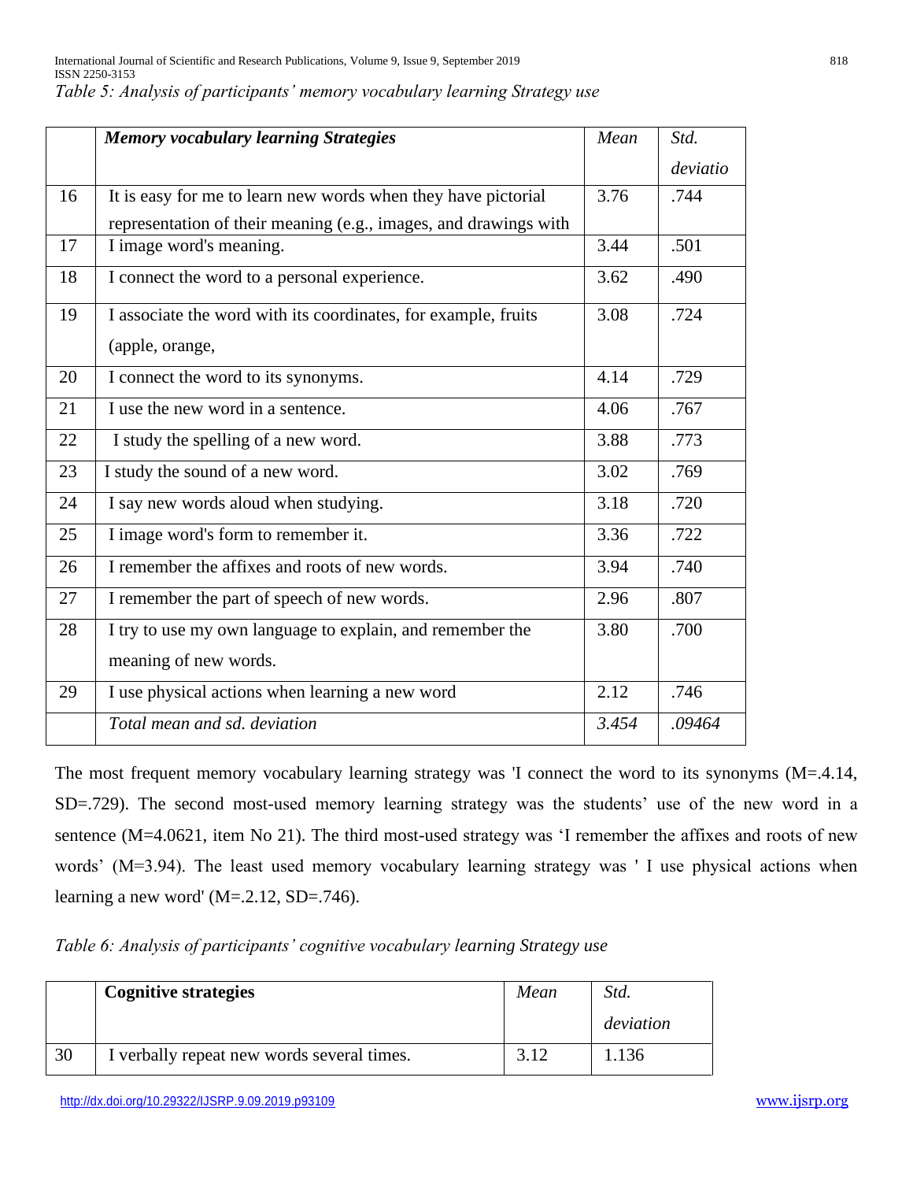*Table 5: Analysis of participants' memory vocabulary learning Strategy use*

| | ***Memory vocabulary learning Strategies*** | *Mean* | *Std. deviatio* |
|---|---|---|---|
| 16 | It is easy for me to learn new words when they have pictorial representation of their meaning (e.g., images, and drawings with | 3.76 | .744 |
| 17 | I image word's meaning. | 3.44 | .501 |
| 18 | I connect the word to a personal experience. | 3.62 | .490 |
| 19 | I associate the word with its coordinates, for example, fruits (apple, orange, | 3.08 | .724 |
| 20 | I connect the word to its synonyms. | 4.14 | .729 |
| 21 | I use the new word in a sentence. | 4.06 | .767 |
| 22 | I study the spelling of a new word. | 3.88 | .773 |
| 23 | I study the sound of a new word. | 3.02 | .769 |
| 24 | I say new words aloud when studying. | 3.18 | .720 |
| 25 | I image word's form to remember it. | 3.36 | .722 |
| 26 | I remember the affixes and roots of new words. | 3.94 | .740 |
| 27 | I remember the part of speech of new words. | 2.96 | .807 |
| 28 | I try to use my own language to explain, and remember the meaning of new words. | 3.80 | .700 |
| 29 | I use physical actions when learning a new word | 2.12 | .746 |
| | *Total mean and sd. deviation* | *3.454* | *.09464* |

The most frequent memory vocabulary learning strategy was 'I connect the word to its synonyms (M=.4.14, SD=.729). The second most-used memory learning strategy was the students' use of the new word in a sentence (M=4.0621, item No 21). The third most-used strategy was 'I remember the affixes and roots of new words' (M=3.94). The least used memory vocabulary learning strategy was ' I use physical actions when learning a new word' (M=.2.12, SD=.746).

*Table 6: Analysis of participants' cognitive vocabulary learning Strategy use*

| | **Cognitive strategies** | *Mean* | *Std. deviation* |
|---|---|---|---|
| 30 | I verbally repeat new words several times. | 3.12 | 1.136 |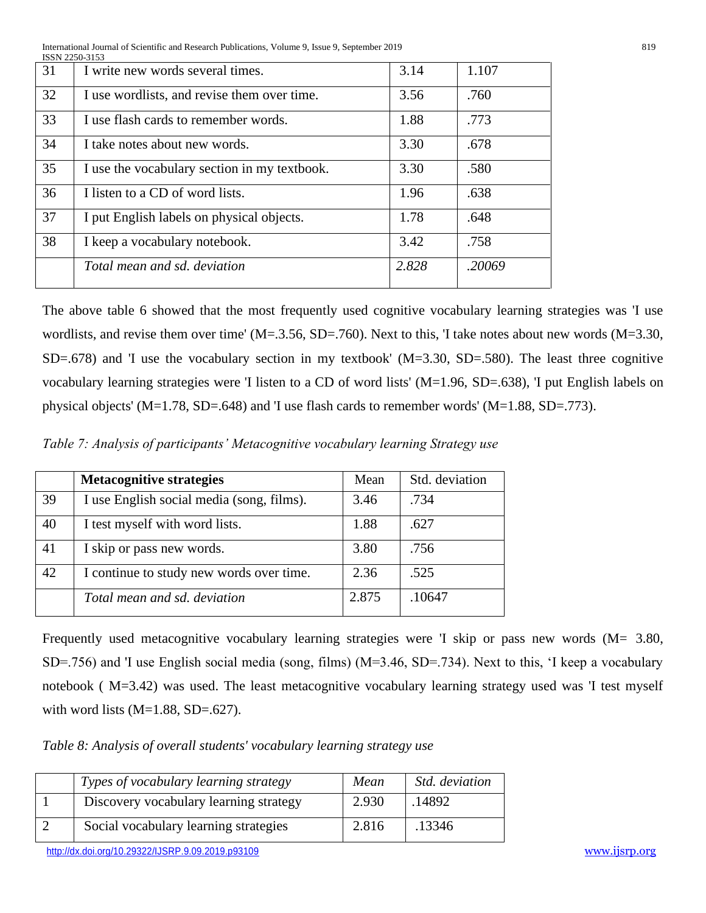| 31 | I write new words several times. | 3.14 | 1.107 |
|---|---|---|---|
| 32 | I use wordlists, and revise them over time. | 3.56 | .760 |
| 33 | I use flash cards to remember words. | 1.88 | .773 |
| 34 | I take notes about new words. | 3.30 | .678 |
| 35 | I use the vocabulary section in my textbook. | 3.30 | .580 |
| 36 | I listen to a CD of word lists. | 1.96 | .638 |
| 37 | I put English labels on physical objects. | 1.78 | .648 |
| 38 | I keep a vocabulary notebook. | 3.42 | .758 |
| | *Total mean and sd. deviation* | *2.828* | *.20069* |

The above table 6 showed that the most frequently used cognitive vocabulary learning strategies was 'I use wordlists, and revise them over time' (M=.3.56, SD=.760). Next to this, 'I take notes about new words (M=3.30, SD=.678) and 'I use the vocabulary section in my textbook' (M=3.30, SD=.580). The least three cognitive vocabulary learning strategies were 'I listen to a CD of word lists' (M=1.96, SD=.638), 'I put English labels on physical objects' (M=1.78, SD=.648) and 'I use flash cards to remember words' (M=1.88, SD=.773).

*Table 7: Analysis of participants' Metacognitive vocabulary learning Strategy use*

| | **Metacognitive strategies** | Mean | Std. deviation |
|---|---|---|---|
| 39 | I use English social media (song, films). | 3.46 | .734 |
| 40 | I test myself with word lists. | 1.88 | .627 |
| 41 | I skip or pass new words. | 3.80 | .756 |
| 42 | I continue to study new words over time. | 2.36 | .525 |
| | *Total mean and sd. deviation* | 2.875 | .10647 |

Frequently used metacognitive vocabulary learning strategies were 'I skip or pass new words (M= 3.80, SD=.756) and 'I use English social media (song, films) (M=3.46, SD=.734). Next to this, 'I keep a vocabulary notebook ( M=3.42) was used. The least metacognitive vocabulary learning strategy used was 'I test myself with word lists (M=1.88, SD=.627).

*Table 8: Analysis of overall students' vocabulary learning strategy use*

| | *Types of vocabulary learning strategy* | *Mean* | *Std. deviation* |
|---|---|---|---|
| 1 | Discovery vocabulary learning strategy | 2.930 | .14892 |
| 2 | Social vocabulary learning strategies | 2.816 | .13346 |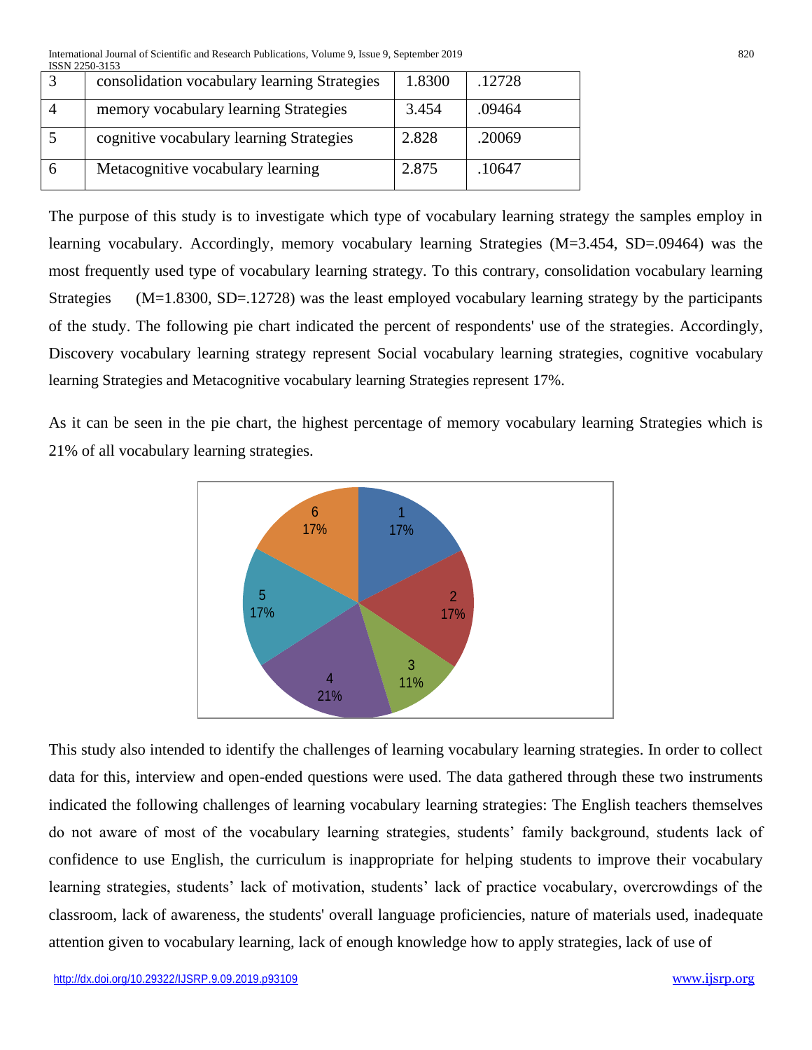| 3 | consolidation vocabulary learning Strategies | 1.8300 | .12728 |
|---|---|---|---|
| 4 | memory vocabulary learning Strategies | 3.454 | .09464 |
| 5 | cognitive vocabulary learning Strategies | 2.828 | .20069 |
| 6 | Metacognitive vocabulary learning | 2.875 | .10647 |

The purpose of this study is to investigate which type of vocabulary learning strategy the samples employ in learning vocabulary. Accordingly, memory vocabulary learning Strategies (M=3.454, SD=.09464) was the most frequently used type of vocabulary learning strategy. To this contrary, consolidation vocabulary learning Strategies (M=1.8300, SD=.12728) was the least employed vocabulary learning strategy by the participants of the study. The following pie chart indicated the percent of respondents' use of the strategies. Accordingly, Discovery vocabulary learning strategy represent Social vocabulary learning strategies, cognitive vocabulary learning Strategies and Metacognitive vocabulary learning Strategies represent 17%.

As it can be seen in the pie chart, the highest percentage of memory vocabulary learning Strategies which is 21% of all vocabulary learning strategies.

| Strategy | Percentage |
|---|---|
| 1 | 17% |
| 2 | 17% |
| 3 | 11% |
| 4 | 21% |
| 5 | 17% |
| 6 | 17% |

This study also intended to identify the challenges of learning vocabulary learning strategies. In order to collect data for this, interview and open-ended questions were used. The data gathered through these two instruments indicated the following challenges of learning vocabulary learning strategies: The English teachers themselves do not aware of most of the vocabulary learning strategies, students' family background, students lack of confidence to use English, the curriculum is inappropriate for helping students to improve their vocabulary learning strategies, students' lack of motivation, students' lack of practice vocabulary, overcrowdings of the classroom, lack of awareness, the students' overall language proficiencies, nature of materials used, inadequate attention given to vocabulary learning, lack of enough knowledge how to apply strategies, lack of use of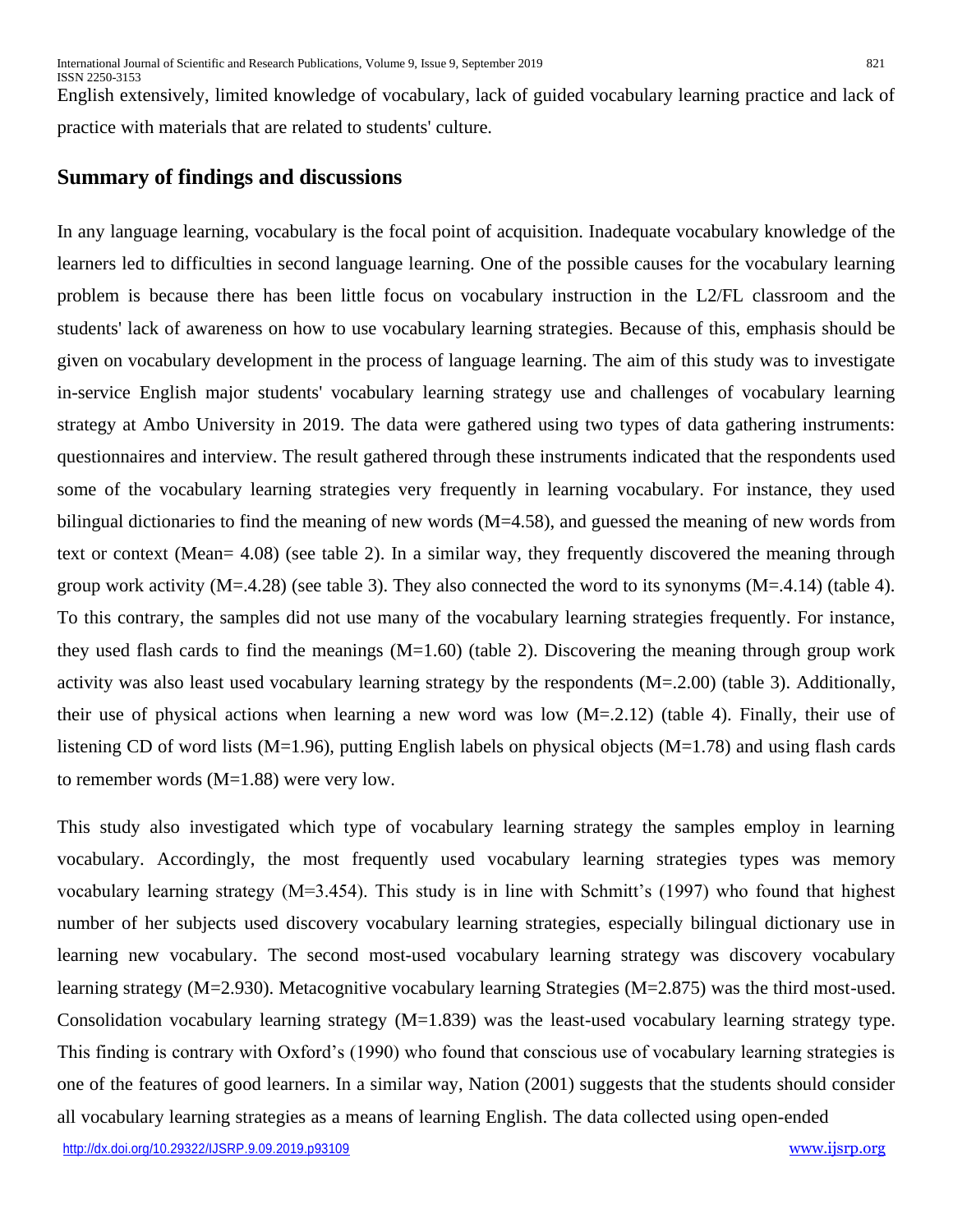English extensively, limited knowledge of vocabulary, lack of guided vocabulary learning practice and lack of practice with materials that are related to students' culture.

## Summary of findings and discussions

In any language learning, vocabulary is the focal point of acquisition. Inadequate vocabulary knowledge of the learners led to difficulties in second language learning. One of the possible causes for the vocabulary learning problem is because there has been little focus on vocabulary instruction in the L2/FL classroom and the students' lack of awareness on how to use vocabulary learning strategies. Because of this, emphasis should be given on vocabulary development in the process of language learning. The aim of this study was to investigate in-service English major students' vocabulary learning strategy use and challenges of vocabulary learning strategy at Ambo University in 2019. The data were gathered using two types of data gathering instruments: questionnaires and interview. The result gathered through these instruments indicated that the respondents used some of the vocabulary learning strategies very frequently in learning vocabulary. For instance, they used bilingual dictionaries to find the meaning of new words (M=4.58), and guessed the meaning of new words from text or context (Mean= 4.08) (see table 2). In a similar way, they frequently discovered the meaning through group work activity (M=.4.28) (see table 3). They also connected the word to its synonyms (M=.4.14) (table 4). To this contrary, the samples did not use many of the vocabulary learning strategies frequently. For instance, they used flash cards to find the meanings (M=1.60) (table 2). Discovering the meaning through group work activity was also least used vocabulary learning strategy by the respondents (M=.2.00) (table 3). Additionally, their use of physical actions when learning a new word was low (M=.2.12) (table 4). Finally, their use of listening CD of word lists (M=1.96), putting English labels on physical objects (M=1.78) and using flash cards to remember words (M=1.88) were very low.

This study also investigated which type of vocabulary learning strategy the samples employ in learning vocabulary. Accordingly, the most frequently used vocabulary learning strategies types was memory vocabulary learning strategy (M=3.454). This study is in line with Schmitt's (1997) who found that highest number of her subjects used discovery vocabulary learning strategies, especially bilingual dictionary use in learning new vocabulary. The second most-used vocabulary learning strategy was discovery vocabulary learning strategy (M=2.930). Metacognitive vocabulary learning Strategies (M=2.875) was the third most-used. Consolidation vocabulary learning strategy (M=1.839) was the least-used vocabulary learning strategy type. This finding is contrary with Oxford's (1990) who found that conscious use of vocabulary learning strategies is one of the features of good learners. In a similar way, Nation (2001) suggests that the students should consider all vocabulary learning strategies as a means of learning English. The data collected using open-ended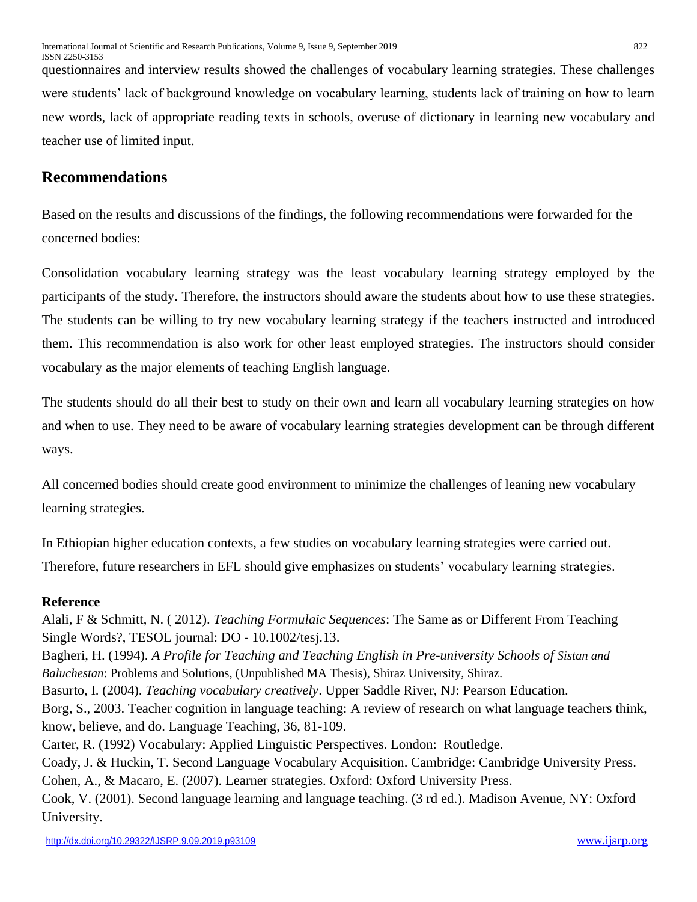questionnaires and interview results showed the challenges of vocabulary learning strategies. These challenges were students' lack of background knowledge on vocabulary learning, students lack of training on how to learn new words, lack of appropriate reading texts in schools, overuse of dictionary in learning new vocabulary and teacher use of limited input.

## Recommendations

Based on the results and discussions of the findings, the following recommendations were forwarded for the concerned bodies:

Consolidation vocabulary learning strategy was the least vocabulary learning strategy employed by the participants of the study. Therefore, the instructors should aware the students about how to use these strategies. The students can be willing to try new vocabulary learning strategy if the teachers instructed and introduced them. This recommendation is also work for other least employed strategies. The instructors should consider vocabulary as the major elements of teaching English language.

The students should do all their best to study on their own and learn all vocabulary learning strategies on how and when to use. They need to be aware of vocabulary learning strategies development can be through different ways.

All concerned bodies should create good environment to minimize the challenges of leaning new vocabulary learning strategies.

In Ethiopian higher education contexts, a few studies on vocabulary learning strategies were carried out. Therefore, future researchers in EFL should give emphasizes on students' vocabulary learning strategies.

### Reference

Alali, F & Schmitt, N. ( 2012). *Teaching Formulaic Sequences*: The Same as or Different From Teaching Single Words?, TESOL journal: DO - 10.1002/tesj.13.

Bagheri, H. (1994). *A Profile for Teaching and Teaching English in Pre-university Schools of Sistan and Baluchestan*: Problems and Solutions, (Unpublished MA Thesis), Shiraz University, Shiraz.

Basurto, I. (2004). *Teaching vocabulary creatively*. Upper Saddle River, NJ: Pearson Education.

Borg, S., 2003. Teacher cognition in language teaching: A review of research on what language teachers think, know, believe, and do. Language Teaching, 36, 81-109.

Carter, R. (1992) Vocabulary: Applied Linguistic Perspectives. London: Routledge.

Coady, J. & Huckin, T. Second Language Vocabulary Acquisition. Cambridge: Cambridge University Press.

Cohen, A., & Macaro, E. (2007). Learner strategies. Oxford: Oxford University Press.

Cook, V. (2001). Second language learning and language teaching. (3 rd ed.). Madison Avenue, NY: Oxford University.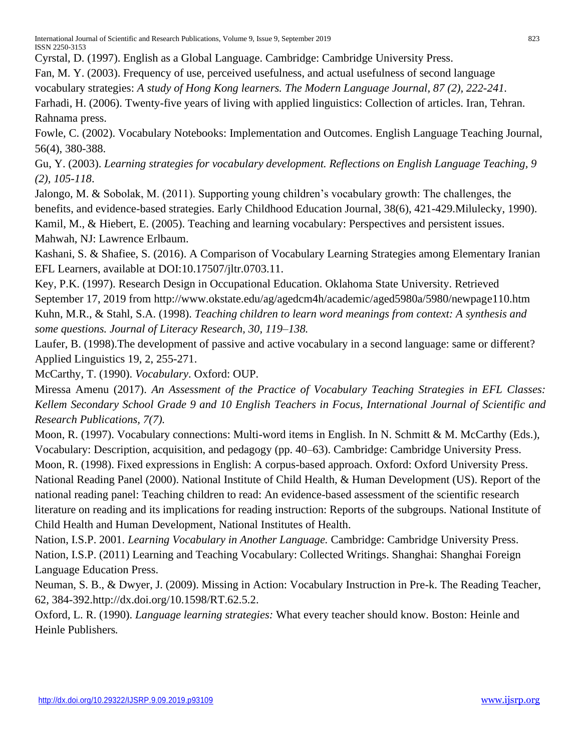Cyrstal, D. (1997). English as a Global Language. Cambridge: Cambridge University Press.

Fan, M. Y. (2003). Frequency of use, perceived usefulness, and actual usefulness of second language vocabulary strategies: *A study of Hong Kong learners. The Modern Language Journal, 87 (2), 222-241.*

Farhadi, H. (2006). Twenty-five years of living with applied linguistics: Collection of articles. Iran, Tehran. Rahnama press.

Fowle, C. (2002). Vocabulary Notebooks: Implementation and Outcomes. English Language Teaching Journal, 56(4), 380-388.

Gu, Y. (2003). *Learning strategies for vocabulary development. Reflections on English Language Teaching, 9 (2), 105-118*.

Jalongo, M. & Sobolak, M. (2011). Supporting young children's vocabulary growth: The challenges, the benefits, and evidence-based strategies. Early Childhood Education Journal, 38(6), 421-429.Milulecky, 1990).

Kamil, M., & Hiebert, E. (2005). Teaching and learning vocabulary: Perspectives and persistent issues. Mahwah, NJ: Lawrence Erlbaum.

Kashani, S. & Shafiee, S. (2016). A Comparison of Vocabulary Learning Strategies among Elementary Iranian EFL Learners, available at DOI:10.17507/jltr.0703.11.

Key, P.K. (1997). Research Design in Occupational Education. Oklahoma State University. Retrieved September 17, 2019 from http://www.okstate.edu/ag/agedcm4h/academic/aged5980a/5980/newpage110.htm

Kuhn, M.R., & Stahl, S.A. (1998). *Teaching children to learn word meanings from context: A synthesis and some questions. Journal of Literacy Research, 30, 119–138.*

Laufer, B. (1998).The development of passive and active vocabulary in a second language: same or different? Applied Linguistics 19, 2, 255-271.

McCarthy, T. (1990). *Vocabulary*. Oxford: OUP.

Miressa Amenu (2017). *An Assessment of the Practice of Vocabulary Teaching Strategies in EFL Classes: Kellem Secondary School Grade 9 and 10 English Teachers in Focus, International Journal of Scientific and Research Publications, 7(7).*

Moon, R. (1997). Vocabulary connections: Multi-word items in English. In N. Schmitt & M. McCarthy (Eds.), Vocabulary: Description, acquisition, and pedagogy (pp. 40–63). Cambridge: Cambridge University Press.

Moon, R. (1998). Fixed expressions in English: A corpus-based approach. Oxford: Oxford University Press.

National Reading Panel (2000). National Institute of Child Health, & Human Development (US). Report of the national reading panel: Teaching children to read: An evidence-based assessment of the scientific research literature on reading and its implications for reading instruction: Reports of the subgroups. National Institute of Child Health and Human Development, National Institutes of Health.

Nation, I.S.P. 2001. *Learning Vocabulary in Another Language.* Cambridge: Cambridge University Press.

Nation, I.S.P. (2011) Learning and Teaching Vocabulary: Collected Writings. Shanghai: Shanghai Foreign Language Education Press.

Neuman, S. B., & Dwyer, J. (2009). Missing in Action: Vocabulary Instruction in Pre-k. The Reading Teacher, 62, 384-392.http://dx.doi.org/10.1598/RT.62.5.2.

Oxford, L. R. (1990). *Language learning strategies:* What every teacher should know. Boston: Heinle and Heinle Publishers*.*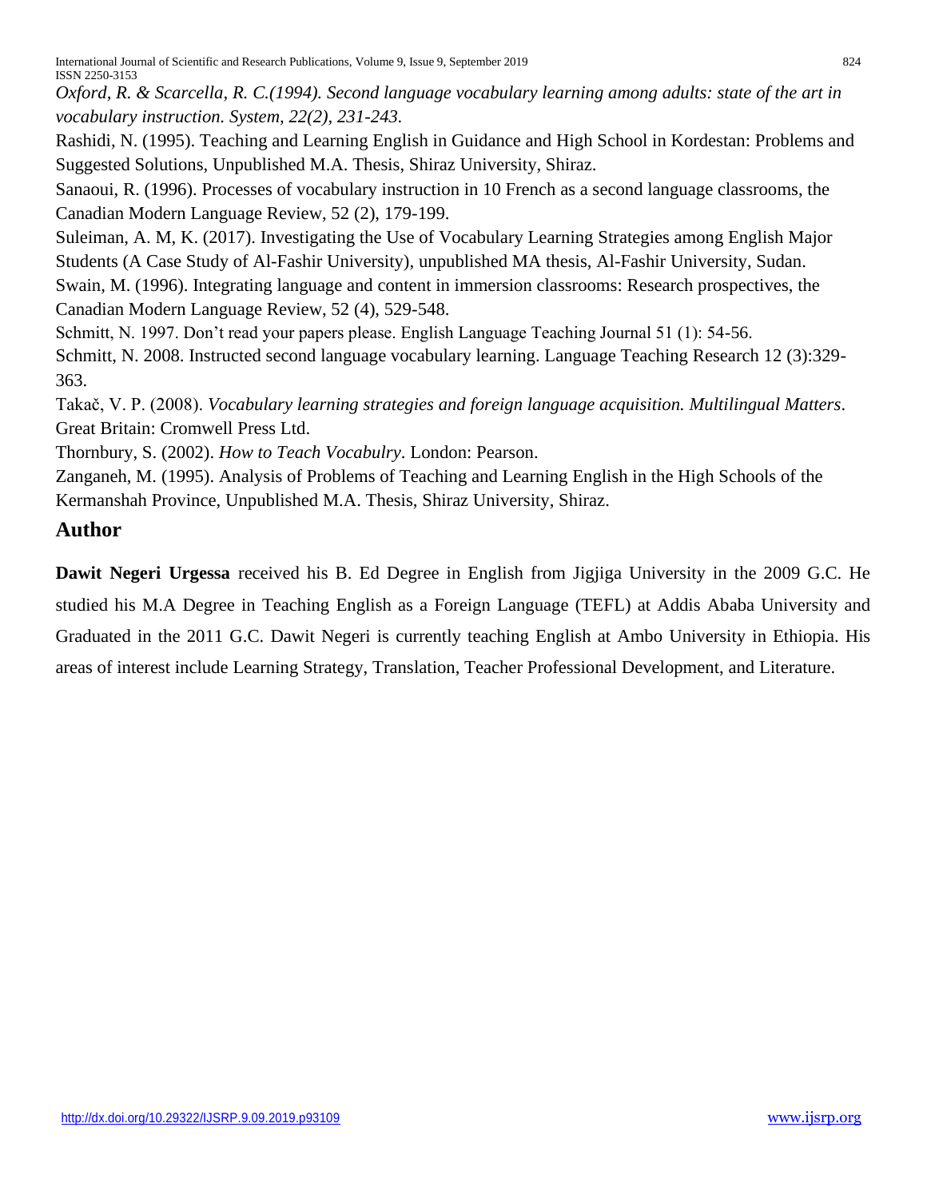*Oxford, R. & Scarcella, R. C.(1994). Second language vocabulary learning among adults: state of the art in vocabulary instruction. System, 22(2), 231-243.*

Rashidi, N. (1995). Teaching and Learning English in Guidance and High School in Kordestan: Problems and Suggested Solutions, Unpublished M.A. Thesis, Shiraz University, Shiraz.

Sanaoui, R. (1996). Processes of vocabulary instruction in 10 French as a second language classrooms, the Canadian Modern Language Review, 52 (2), 179-199.

Suleiman, A. M, K. (2017). Investigating the Use of Vocabulary Learning Strategies among English Major Students (A Case Study of Al-Fashir University), unpublished MA thesis, Al-Fashir University, Sudan.

Swain, M. (1996). Integrating language and content in immersion classrooms: Research prospectives, the Canadian Modern Language Review, 52 (4), 529-548.

Schmitt, N. 1997. Don't read your papers please. English Language Teaching Journal 51 (1): 54-56.

Schmitt, N. 2008. Instructed second language vocabulary learning. Language Teaching Research 12 (3):329-363.

Takač, V. P. (2008). *Vocabulary learning strategies and foreign language acquisition. Multilingual Matters*. Great Britain: Cromwell Press Ltd.

Thornbury, S. (2002). *How to Teach Vocabulry*. London: Pearson.

Zanganeh, M. (1995). Analysis of Problems of Teaching and Learning English in the High Schools of the Kermanshah Province, Unpublished M.A. Thesis, Shiraz University, Shiraz.

## Author

**Dawit Negeri Urgessa** received his B. Ed Degree in English from Jigjiga University in the 2009 G.C. He studied his M.A Degree in Teaching English as a Foreign Language (TEFL) at Addis Ababa University and Graduated in the 2011 G.C. Dawit Negeri is currently teaching English at Ambo University in Ethiopia. His areas of interest include Learning Strategy, Translation, Teacher Professional Development, and Literature.